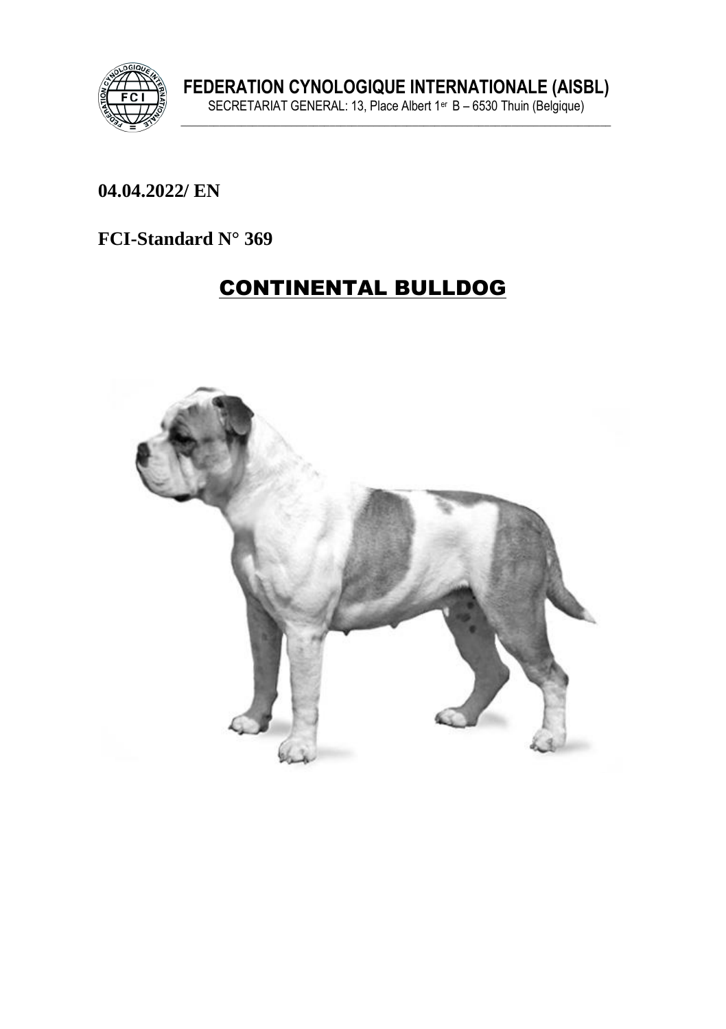**FEDERATION CYNOLOGIQUE INTERNATIONALE (AISBL)**

SECRETARIAT GENERAL: 13, Place Albert 1er B – 6530 Thuin (Belgique)

**04.04.2022/ EN**

**FCI-Standard N° 369**

# CONTINENTAL BULLDOG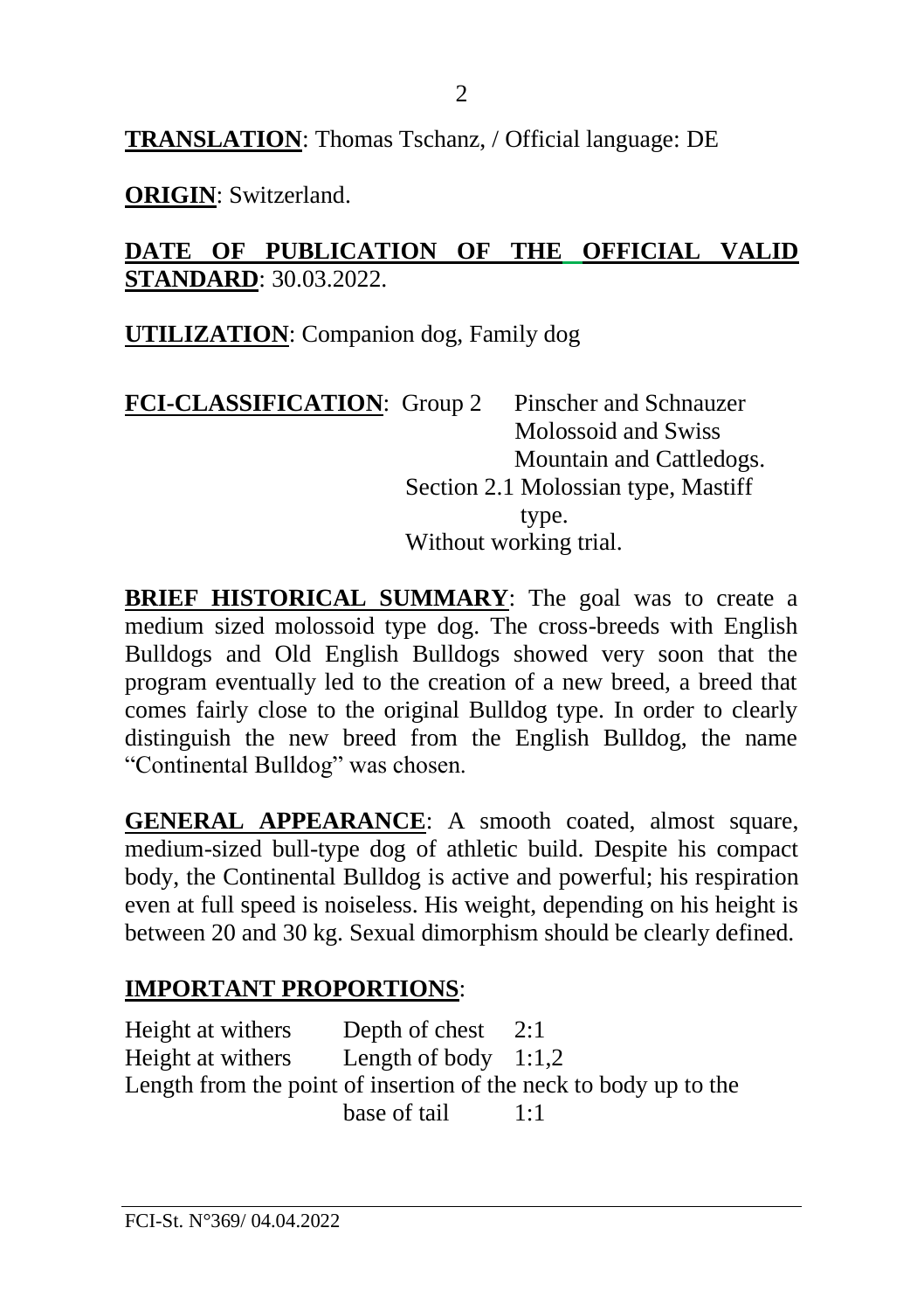**TRANSLATION**: Thomas Tschanz, / Official language: DE

**ORIGIN**: Switzerland.

**DATE OF PUBLICATION OF THE OFFICIAL VALID STANDARD**: 30.03.2022.

**UTILIZATION**: Companion dog, Family dog

**FCI-CLASSIFICATION**: Group 2 Pinscher and Schnauzer Molossoid and Swiss Mountain and Cattledogs.
Section 2.1 Molossian type, Mastiff type.
Without working trial.

**BRIEF HISTORICAL SUMMARY**: The goal was to create a medium sized molossoid type dog. The cross-breeds with English Bulldogs and Old English Bulldogs showed very soon that the program eventually led to the creation of a new breed, a breed that comes fairly close to the original Bulldog type. In order to clearly distinguish the new breed from the English Bulldog, the name "Continental Bulldog" was chosen.

**GENERAL APPEARANCE**: A smooth coated, almost square, medium-sized bull-type dog of athletic build. Despite his compact body, the Continental Bulldog is active and powerful; his respiration even at full speed is noiseless. His weight, depending on his height is between 20 and 30 kg. Sexual dimorphism should be clearly defined.

**IMPORTANT PROPORTIONS**:

Height at withers Depth of chest 2:1
Height at withers Length of body 1:1,2
Length from the point of insertion of the neck to body up to the base of tail 1:1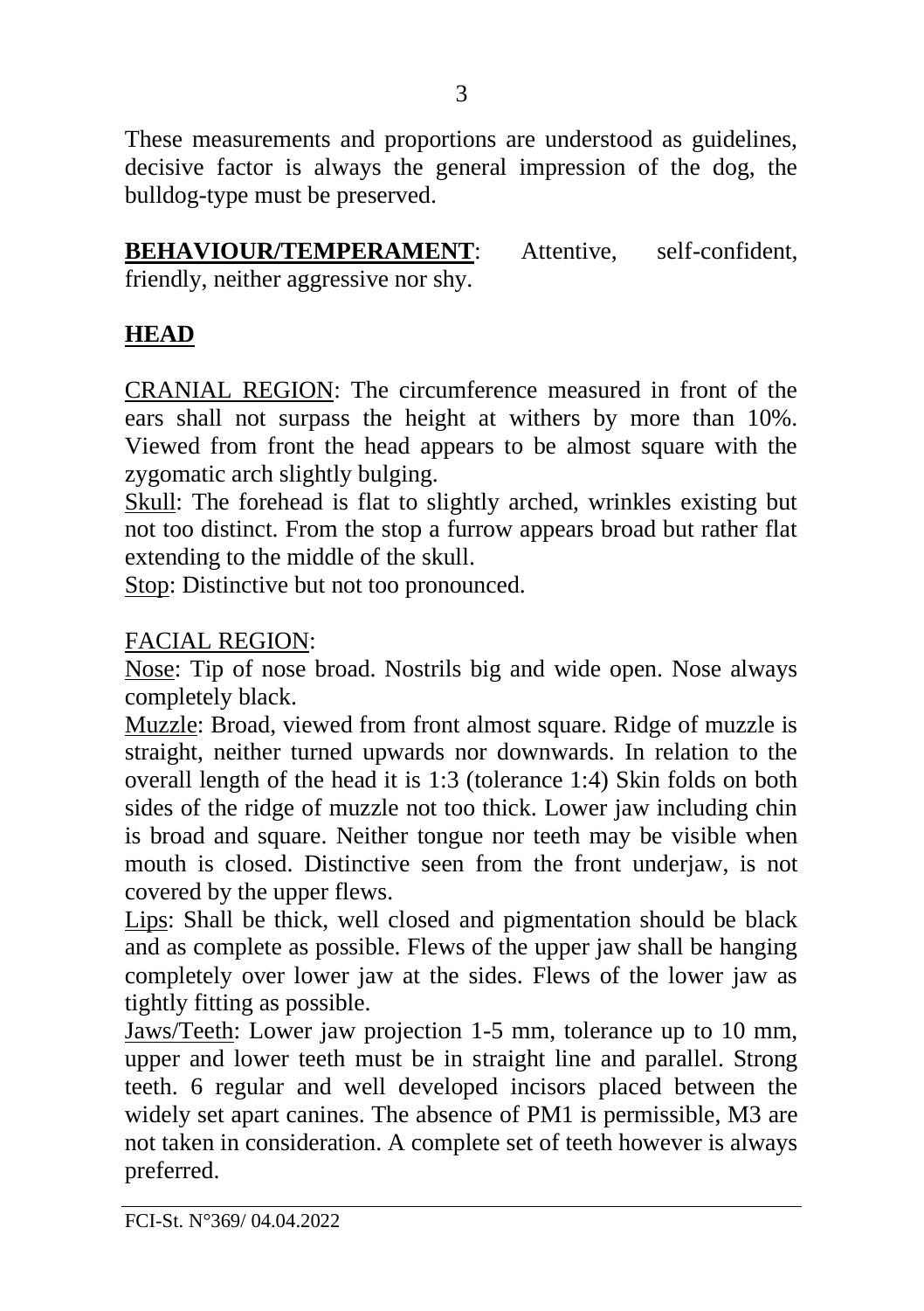These measurements and proportions are understood as guidelines, decisive factor is always the general impression of the dog, the bulldog-type must be preserved.

**BEHAVIOUR/TEMPERAMENT**: Attentive, self-confident, friendly, neither aggressive nor shy.

## HEAD

CRANIAL REGION: The circumference measured in front of the ears shall not surpass the height at withers by more than 10%. Viewed from front the head appears to be almost square with the zygomatic arch slightly bulging.

Skull: The forehead is flat to slightly arched, wrinkles existing but not too distinct. From the stop a furrow appears broad but rather flat extending to the middle of the skull.

Stop: Distinctive but not too pronounced.

FACIAL REGION:

Nose: Tip of nose broad. Nostrils big and wide open. Nose always completely black.

Muzzle: Broad, viewed from front almost square. Ridge of muzzle is straight, neither turned upwards nor downwards. In relation to the overall length of the head it is 1:3 (tolerance 1:4) Skin folds on both sides of the ridge of muzzle not too thick. Lower jaw including chin is broad and square. Neither tongue nor teeth may be visible when mouth is closed. Distinctive seen from the front underjaw, is not covered by the upper flews.

Lips: Shall be thick, well closed and pigmentation should be black and as complete as possible. Flews of the upper jaw shall be hanging completely over lower jaw at the sides. Flews of the lower jaw as tightly fitting as possible.

Jaws/Teeth: Lower jaw projection 1-5 mm, tolerance up to 10 mm, upper and lower teeth must be in straight line and parallel. Strong teeth. 6 regular and well developed incisors placed between the widely set apart canines. The absence of PM1 is permissible, M3 are not taken in consideration. A complete set of teeth however is always preferred.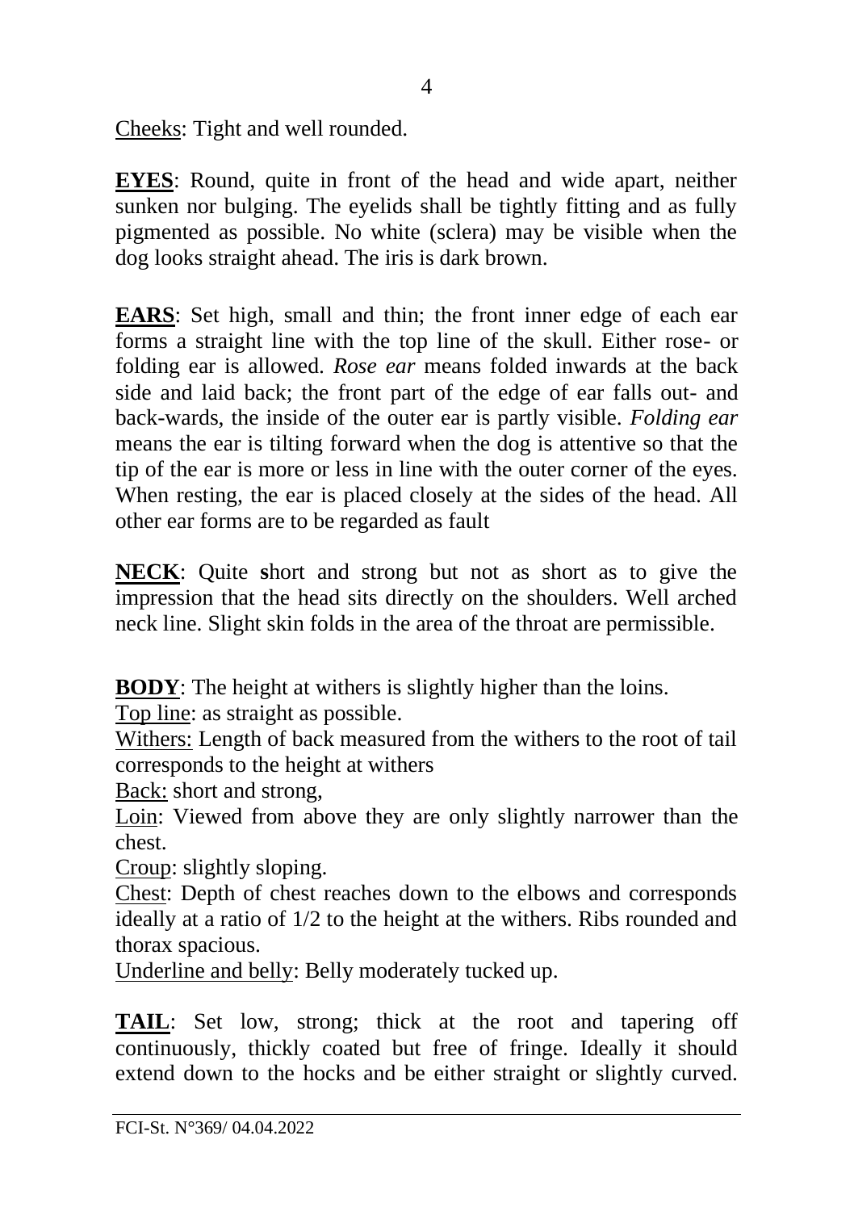<u>Cheeks</u>: Tight and well rounded.

**<u>EYES</u>**: Round, quite in front of the head and wide apart, neither sunken nor bulging. The eyelids shall be tightly fitting and as fully pigmented as possible. No white (sclera) may be visible when the dog looks straight ahead. The iris is dark brown.

**<u>EARS</u>**: Set high, small and thin; the front inner edge of each ear forms a straight line with the top line of the skull. Either rose- or folding ear is allowed. *Rose ear* means folded inwards at the back side and laid back; the front part of the edge of ear falls out- and back-wards, the inside of the outer ear is partly visible. *Folding ear* means the ear is tilting forward when the dog is attentive so that the tip of the ear is more or less in line with the outer corner of the eyes. When resting, the ear is placed closely at the sides of the head. All other ear forms are to be regarded as fault

**<u>NECK</u>**: Quite **s**hort and strong but not as short as to give the impression that the head sits directly on the shoulders. Well arched neck line. Slight skin folds in the area of the throat are permissible.

**<u>BODY</u>**: The height at withers is slightly higher than the loins.
<u>Top line</u>: as straight as possible.
<u>Withers:</u> Length of back measured from the withers to the root of tail corresponds to the height at withers
<u>Back:</u> short and strong,
<u>Loin</u>: Viewed from above they are only slightly narrower than the chest.
<u>Croup</u>: slightly sloping.
<u>Chest</u>: Depth of chest reaches down to the elbows and corresponds ideally at a ratio of 1/2 to the height at the withers. Ribs rounded and thorax spacious.
<u>Underline and belly</u>: Belly moderately tucked up.

**<u>TAIL</u>**: Set low, strong; thick at the root and tapering off continuously, thickly coated but free of fringe. Ideally it should extend down to the hocks and be either straight or slightly curved.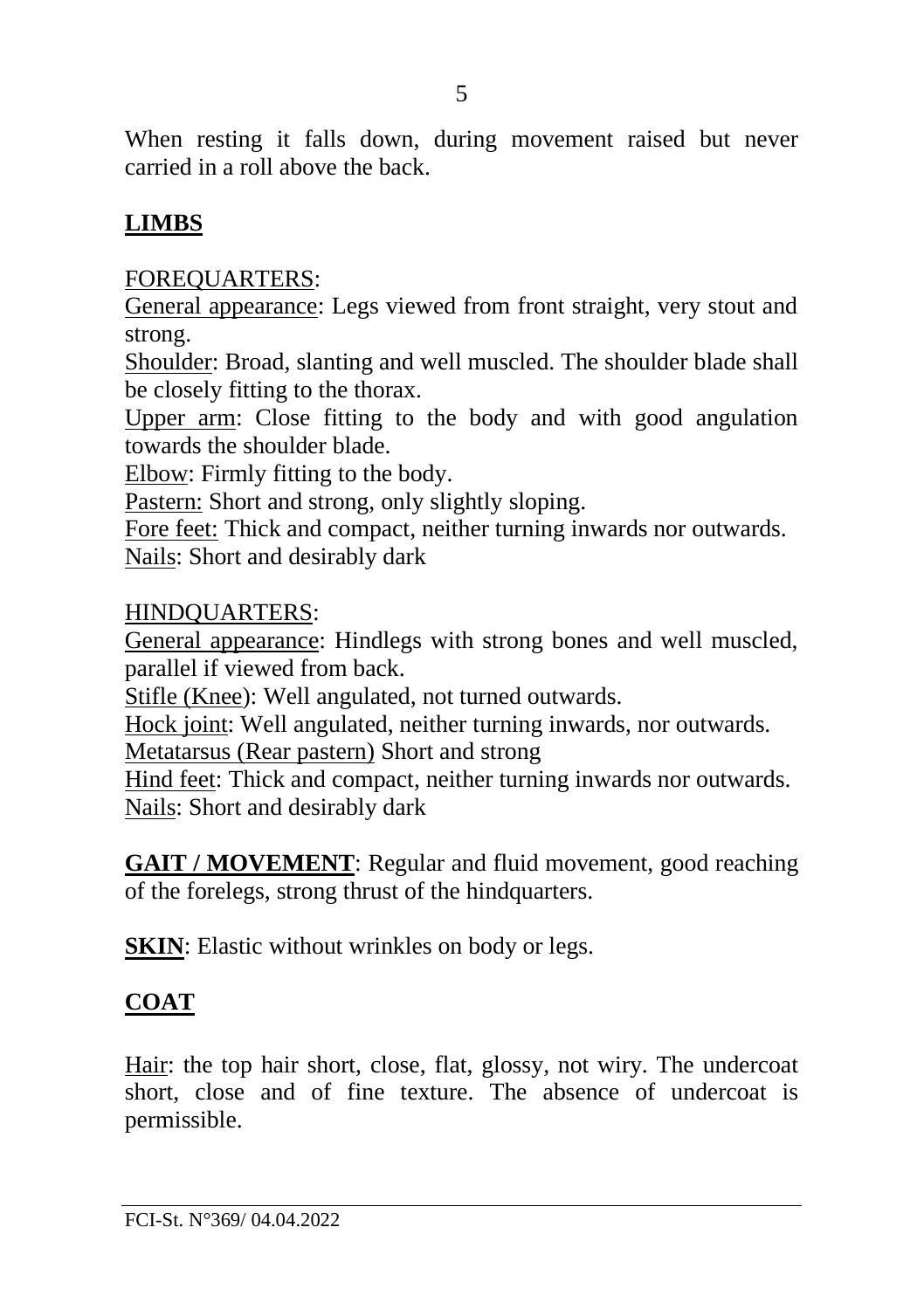When resting it falls down, during movement raised but never carried in a roll above the back.

## LIMBS

FOREQUARTERS:

General appearance: Legs viewed from front straight, very stout and strong.

Shoulder: Broad, slanting and well muscled. The shoulder blade shall be closely fitting to the thorax.

Upper arm: Close fitting to the body and with good angulation towards the shoulder blade.

Elbow: Firmly fitting to the body.

Pastern: Short and strong, only slightly sloping.

Fore feet: Thick and compact, neither turning inwards nor outwards.

Nails: Short and desirably dark

HINDQUARTERS:

General appearance: Hindlegs with strong bones and well muscled, parallel if viewed from back.

Stifle (Knee): Well angulated, not turned outwards.

Hock joint: Well angulated, neither turning inwards, nor outwards.

Metatarsus (Rear pastern) Short and strong

Hind feet: Thick and compact, neither turning inwards nor outwards.

Nails: Short and desirably dark

**GAIT / MOVEMENT**: Regular and fluid movement, good reaching of the forelegs, strong thrust of the hindquarters.

**SKIN**: Elastic without wrinkles on body or legs.

## COAT

Hair: the top hair short, close, flat, glossy, not wiry. The undercoat short, close and of fine texture. The absence of undercoat is permissible.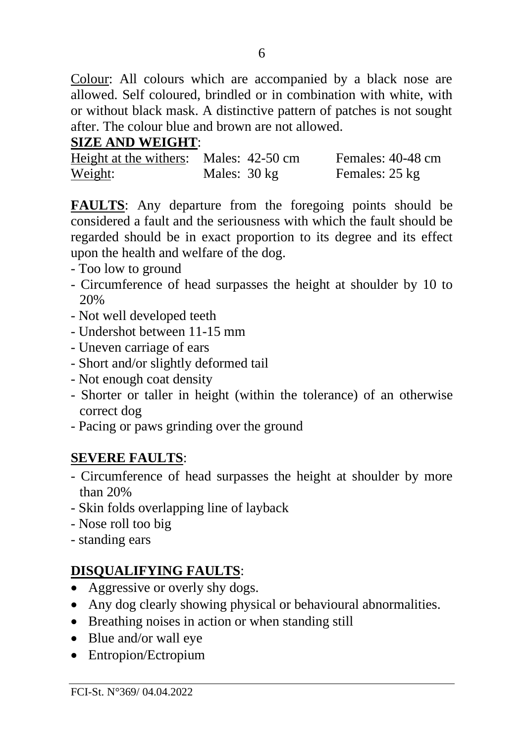<u>Colour</u>: All colours which are accompanied by a black nose are allowed. Self coloured, brindled or in combination with white, with or without black mask. A distinctive pattern of patches is not sought after. The colour blue and brown are not allowed.

**SIZE AND WEIGHT**:

| | | |
|---|---|---|
| <u>Height at the withers</u>: | Males: 42-50 cm | Females: 40-48 cm |
| <u>Weight</u>: | Males: 30 kg | Females: 25 kg |

**<u>FAULTS</u>**: Any departure from the foregoing points should be considered a fault and the seriousness with which the fault should be regarded should be in exact proportion to its degree and its effect upon the health and welfare of the dog.

- Too low to ground
- Circumference of head surpasses the height at shoulder by 10 to 20%
- Not well developed teeth
- Undershot between 11-15 mm
- Uneven carriage of ears
- Short and/or slightly deformed tail
- Not enough coat density
- Shorter or taller in height (within the tolerance) of an otherwise correct dog
- Pacing or paws grinding over the ground

**<u>SEVERE FAULTS</u>**:

- Circumference of head surpasses the height at shoulder by more than 20%
- Skin folds overlapping line of layback
- Nose roll too big
- standing ears

**<u>DISQUALIFYING FAULTS</u>**:

- Aggressive or overly shy dogs.
- Any dog clearly showing physical or behavioural abnormalities.
- Breathing noises in action or when standing still
- Blue and/or wall eye
- Entropion/Ectropium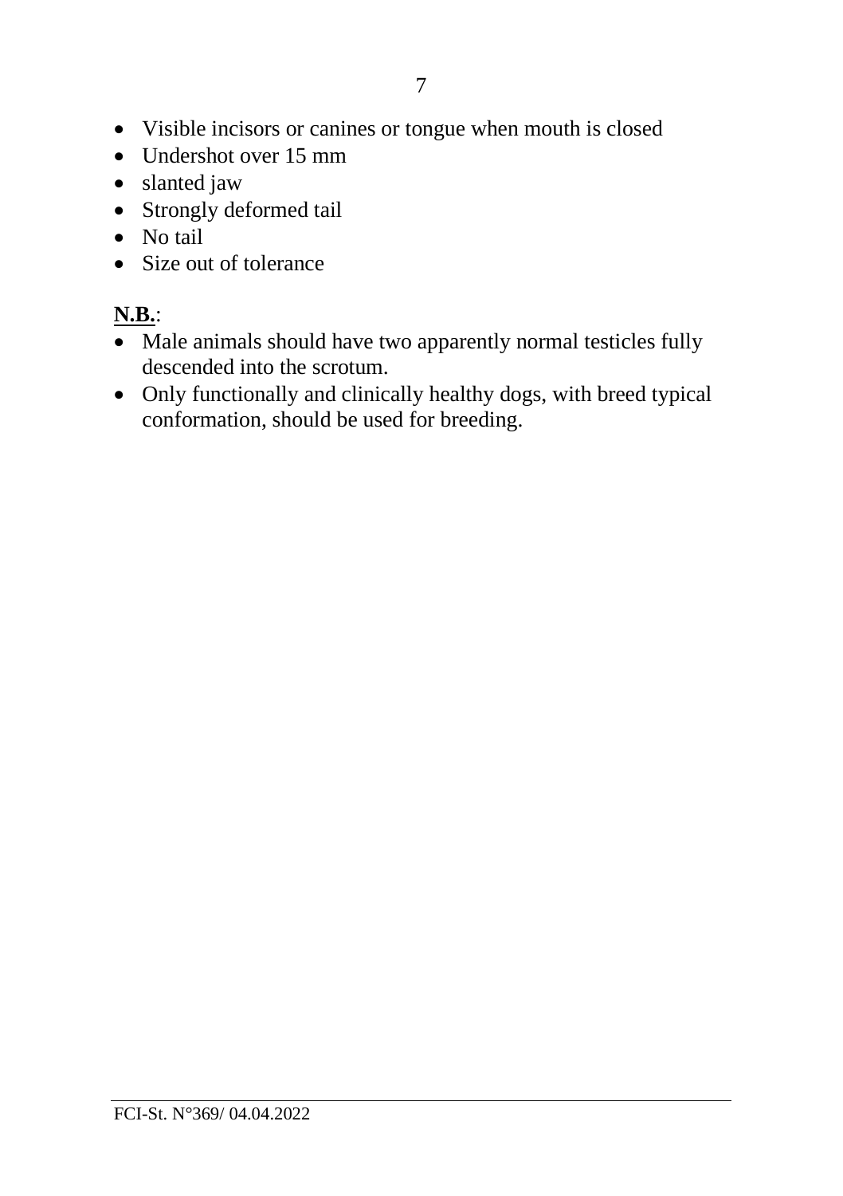- Visible incisors or canines or tongue when mouth is closed
- Undershot over 15 mm
- slanted jaw
- Strongly deformed tail
- No tail
- Size out of tolerance

**N.B.**:

- Male animals should have two apparently normal testicles fully descended into the scrotum.
- Only functionally and clinically healthy dogs, with breed typical conformation, should be used for breeding.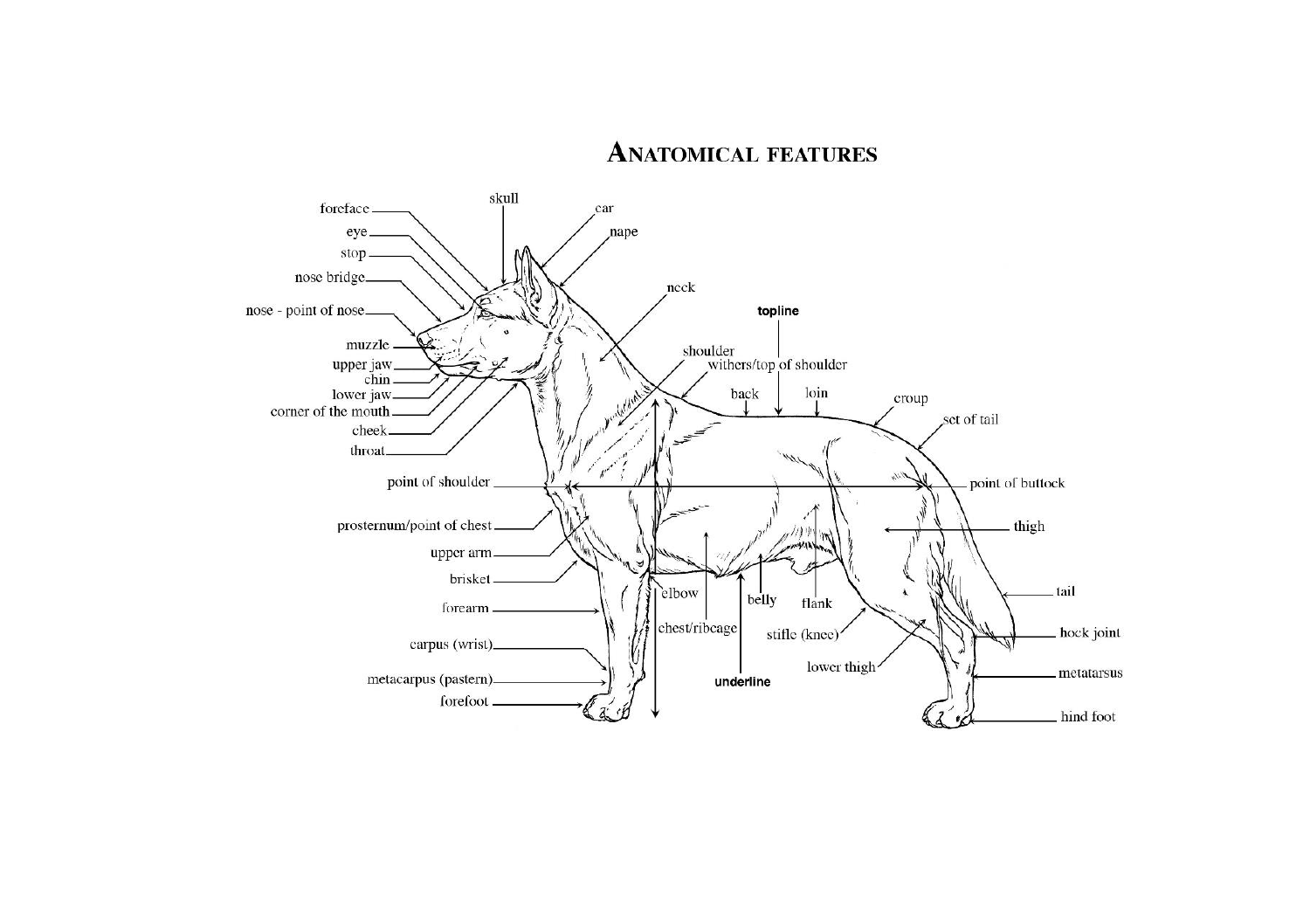# Anatomical features

foreface
eye
stop
nose bridge
nose - point of nose
muzzle
upper jaw
chin
lower jaw
corner of the mouth
cheek
throat
skull
ear
nape
neck
topline
shoulder
withers/top of shoulder
back
loin
croup
set of tail
point of shoulder
point of buttock
prosternum/point of chest
thigh
upper arm
brisket
elbow
belly
flank
tail
forearm
chest/ribcage
stifle (knee)
hock joint
carpus (wrist)
lower thigh
metatarsus
metacarpus (pastern)
underline
forefoot
hind foot